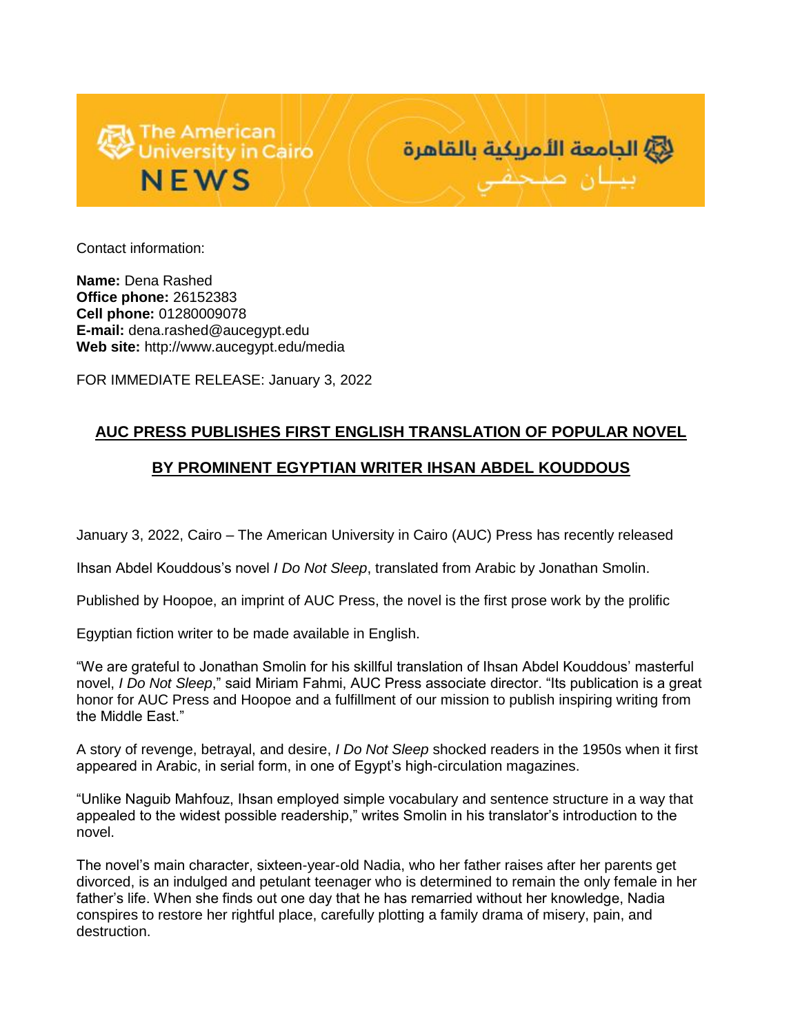The American University in Cairo NEWS

الجامعة الأمريكية بالقاهرة
بيــان صـحـفـي

Contact information:

**Name:** Dena Rashed
**Office phone:** 26152383
**Cell phone:** 01280009078
**E-mail:** dena.rashed@aucegypt.edu
**Web site:** http://www.aucegypt.edu/media

FOR IMMEDIATE RELEASE: January 3, 2022

## AUC PRESS PUBLISHES FIRST ENGLISH TRANSLATION OF POPULAR NOVEL BY PROMINENT EGYPTIAN WRITER IHSAN ABDEL KOUDDOUS

January 3, 2022, Cairo – The American University in Cairo (AUC) Press has recently released Ihsan Abdel Kouddous's novel *I Do Not Sleep*, translated from Arabic by Jonathan Smolin.

Published by Hoopoe, an imprint of AUC Press, the novel is the first prose work by the prolific Egyptian fiction writer to be made available in English.

"We are grateful to Jonathan Smolin for his skillful translation of Ihsan Abdel Kouddous' masterful novel, *I Do Not Sleep*," said Miriam Fahmi, AUC Press associate director. "Its publication is a great honor for AUC Press and Hoopoe and a fulfillment of our mission to publish inspiring writing from the Middle East."

A story of revenge, betrayal, and desire, *I Do Not Sleep* shocked readers in the 1950s when it first appeared in Arabic, in serial form, in one of Egypt's high-circulation magazines.

"Unlike Naguib Mahfouz, Ihsan employed simple vocabulary and sentence structure in a way that appealed to the widest possible readership," writes Smolin in his translator's introduction to the novel.

The novel's main character, sixteen-year-old Nadia, who her father raises after her parents get divorced, is an indulged and petulant teenager who is determined to remain the only female in her father's life. When she finds out one day that he has remarried without her knowledge, Nadia conspires to restore her rightful place, carefully plotting a family drama of misery, pain, and destruction.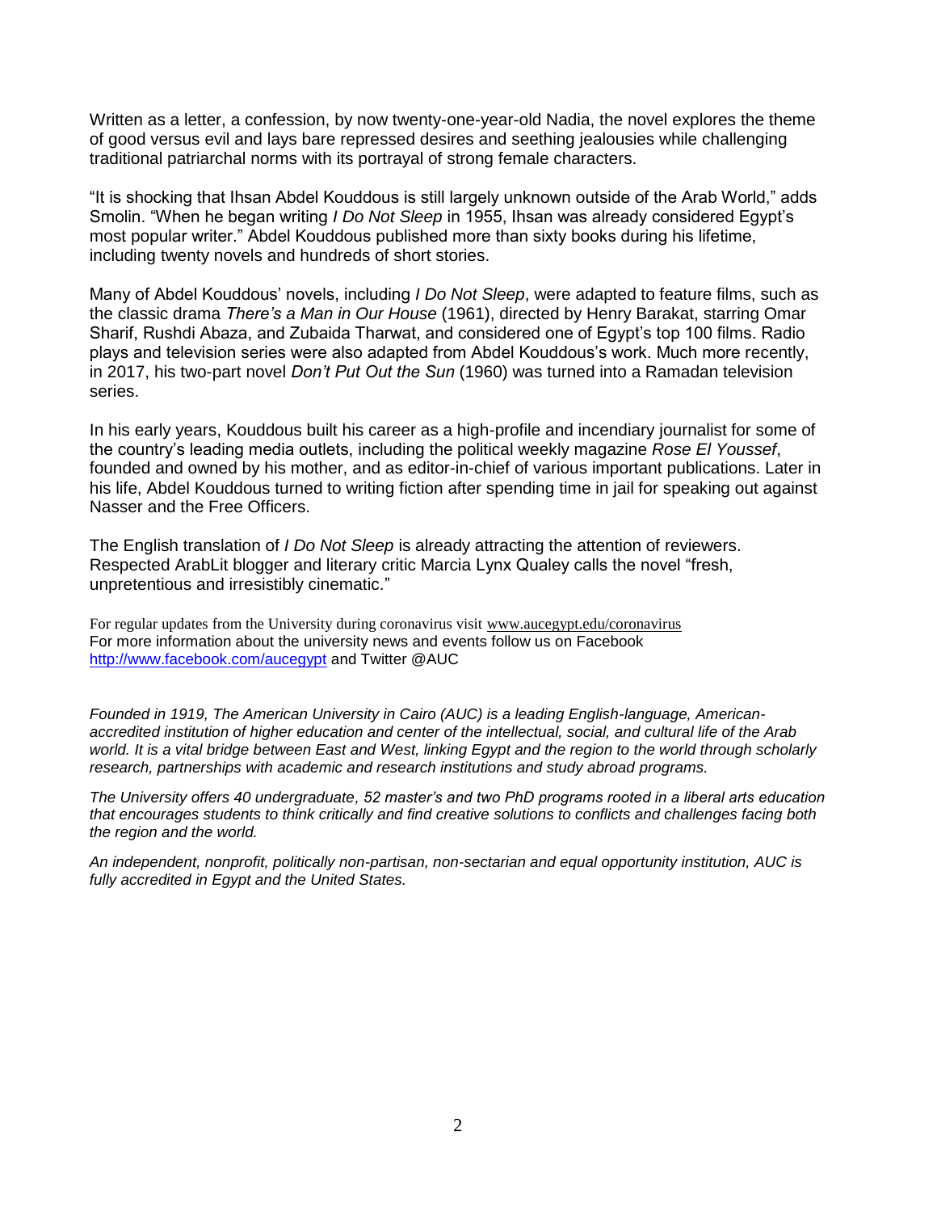Written as a letter, a confession, by now twenty-one-year-old Nadia, the novel explores the theme of good versus evil and lays bare repressed desires and seething jealousies while challenging traditional patriarchal norms with its portrayal of strong female characters.

"It is shocking that Ihsan Abdel Kouddous is still largely unknown outside of the Arab World," adds Smolin. "When he began writing *I Do Not Sleep* in 1955, Ihsan was already considered Egypt's most popular writer." Abdel Kouddous published more than sixty books during his lifetime, including twenty novels and hundreds of short stories.

Many of Abdel Kouddous' novels, including *I Do Not Sleep*, were adapted to feature films, such as the classic drama *There's a Man in Our House* (1961), directed by Henry Barakat, starring Omar Sharif, Rushdi Abaza, and Zubaida Tharwat, and considered one of Egypt's top 100 films. Radio plays and television series were also adapted from Abdel Kouddous's work. Much more recently, in 2017, his two-part novel *Don't Put Out the Sun* (1960) was turned into a Ramadan television series.

In his early years, Kouddous built his career as a high-profile and incendiary journalist for some of the country's leading media outlets, including the political weekly magazine *Rose El Youssef*, founded and owned by his mother, and as editor-in-chief of various important publications. Later in his life, Abdel Kouddous turned to writing fiction after spending time in jail for speaking out against Nasser and the Free Officers.

The English translation of *I Do Not Sleep* is already attracting the attention of reviewers. Respected ArabLit blogger and literary critic Marcia Lynx Qualey calls the novel "fresh, unpretentious and irresistibly cinematic."

For regular updates from the University during coronavirus visit www.aucegypt.edu/coronavirus
For more information about the university news and events follow us on Facebook http://www.facebook.com/aucegypt and Twitter @AUC

*Founded in 1919, The American University in Cairo (AUC) is a leading English-language, American-accredited institution of higher education and center of the intellectual, social, and cultural life of the Arab world. It is a vital bridge between East and West, linking Egypt and the region to the world through scholarly research, partnerships with academic and research institutions and study abroad programs.*

*The University offers 40 undergraduate, 52 master's and two PhD programs rooted in a liberal arts education that encourages students to think critically and find creative solutions to conflicts and challenges facing both the region and the world.*

*An independent, nonprofit, politically non-partisan, non-sectarian and equal opportunity institution, AUC is fully accredited in Egypt and the United States.*